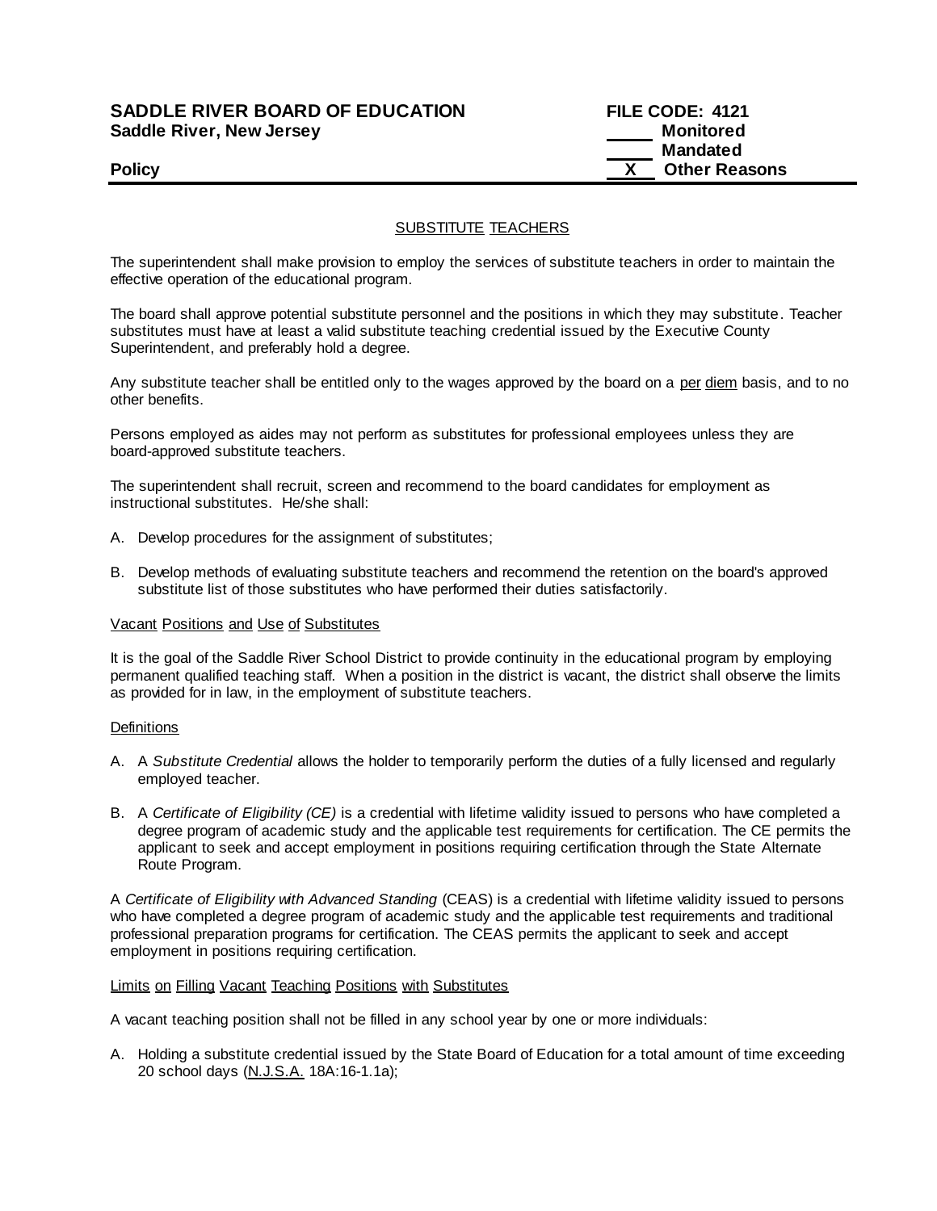**SADDLE RIVER BOARD OF EDUCATION**
**Saddle River, New Jersey**

**FILE CODE: 4121**
**\_\_\_\_\_ Monitored**
**\_\_\_\_\_ Mandated**
**\_\_X\_\_ Other Reasons**

**Policy**

---

## SUBSTITUTE TEACHERS

The superintendent shall make provision to employ the services of substitute teachers in order to maintain the effective operation of the educational program.

The board shall approve potential substitute personnel and the positions in which they may substitute. Teacher substitutes must have at least a valid substitute teaching credential issued by the Executive County Superintendent, and preferably hold a degree.

Any substitute teacher shall be entitled only to the wages approved by the board on a per diem basis, and to no other benefits.

Persons employed as aides may not perform as substitutes for professional employees unless they are board-approved substitute teachers.

The superintendent shall recruit, screen and recommend to the board candidates for employment as instructional substitutes. He/she shall:

A. Develop procedures for the assignment of substitutes;

B. Develop methods of evaluating substitute teachers and recommend the retention on the board's approved substitute list of those substitutes who have performed their duties satisfactorily.

### Vacant Positions and Use of Substitutes

It is the goal of the Saddle River School District to provide continuity in the educational program by employing permanent qualified teaching staff. When a position in the district is vacant, the district shall observe the limits as provided for in law, in the employment of substitute teachers.

### Definitions

A. A *Substitute Credential* allows the holder to temporarily perform the duties of a fully licensed and regularly employed teacher.

B. A *Certificate of Eligibility (CE)* is a credential with lifetime validity issued to persons who have completed a degree program of academic study and the applicable test requirements for certification. The CE permits the applicant to seek and accept employment in positions requiring certification through the State Alternate Route Program.

A *Certificate of Eligibility with Advanced Standing* (CEAS) is a credential with lifetime validity issued to persons who have completed a degree program of academic study and the applicable test requirements and traditional professional preparation programs for certification. The CEAS permits the applicant to seek and accept employment in positions requiring certification.

### Limits on Filling Vacant Teaching Positions with Substitutes

A vacant teaching position shall not be filled in any school year by one or more individuals:

A. Holding a substitute credential issued by the State Board of Education for a total amount of time exceeding 20 school days (N.J.S.A. 18A:16-1.1a);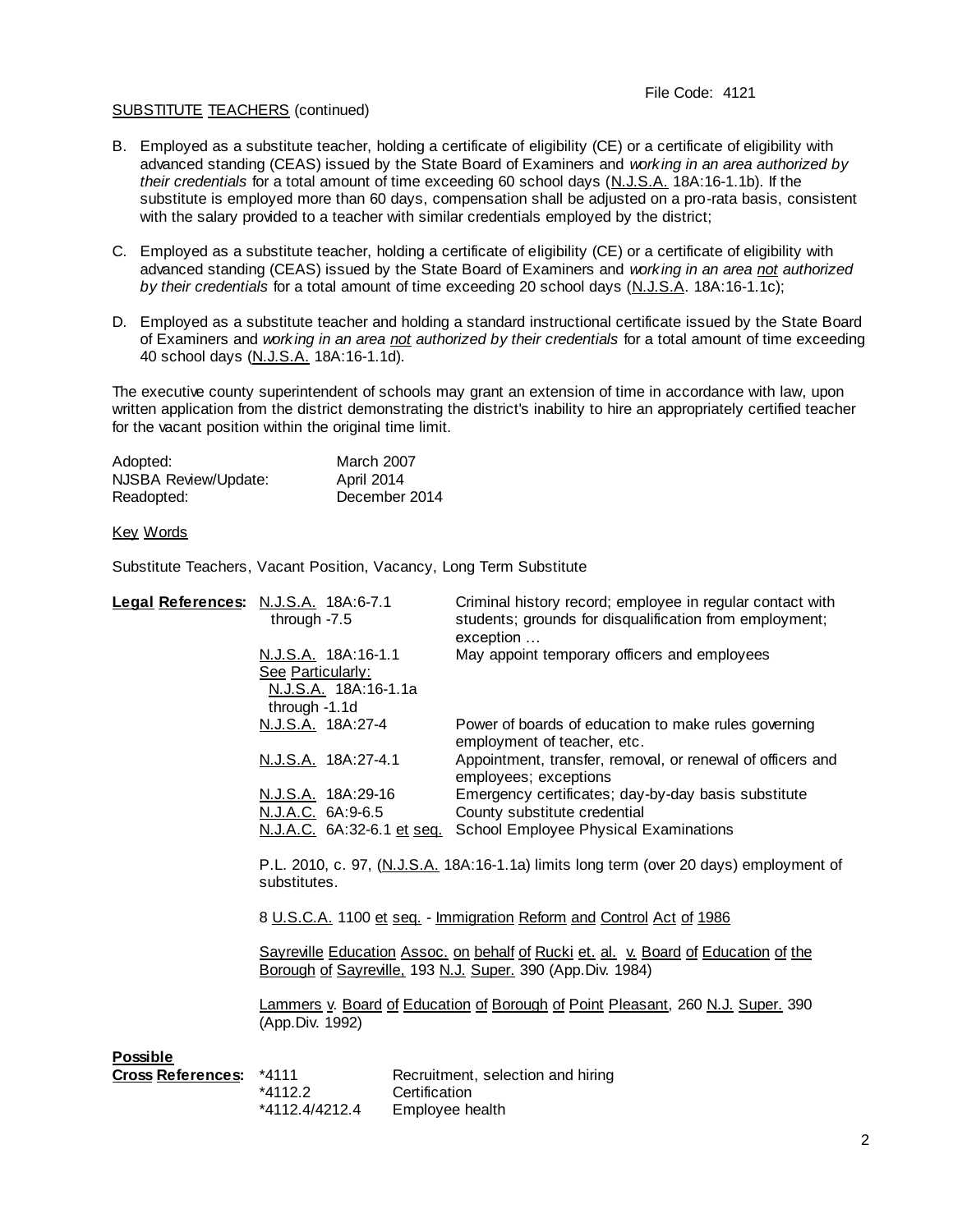File Code: 4121

SUBSTITUTE TEACHERS (continued)

B. Employed as a substitute teacher, holding a certificate of eligibility (CE) or a certificate of eligibility with advanced standing (CEAS) issued by the State Board of Examiners and *working in an area authorized by their credentials* for a total amount of time exceeding 60 school days (N.J.S.A. 18A:16-1.1b). If the substitute is employed more than 60 days, compensation shall be adjusted on a pro-rata basis, consistent with the salary provided to a teacher with similar credentials employed by the district;

C. Employed as a substitute teacher, holding a certificate of eligibility (CE) or a certificate of eligibility with advanced standing (CEAS) issued by the State Board of Examiners and *working in an area not authorized by their credentials* for a total amount of time exceeding 20 school days (N.J.S.A. 18A:16-1.1c);

D. Employed as a substitute teacher and holding a standard instructional certificate issued by the State Board of Examiners and *working in an area not authorized by their credentials* for a total amount of time exceeding 40 school days (N.J.S.A. 18A:16-1.1d).

The executive county superintendent of schools may grant an extension of time in accordance with law, upon written application from the district demonstrating the district's inability to hire an appropriately certified teacher for the vacant position within the original time limit.

| | |
|---|---|
| Adopted: | March 2007 |
| NJSBA Review/Update: | April 2014 |
| Readopted: | December 2014 |

Key Words

Substitute Teachers, Vacant Position, Vacancy, Long Term Substitute

**Legal References:**

| | |
|---|---|
| N.J.S.A. 18A:6-7.1 through -7.5 | Criminal history record; employee in regular contact with students; grounds for disqualification from employment; exception … |
| N.J.S.A. 18A:16-1.1 See Particularly: N.J.S.A. 18A:16-1.1a through -1.1d | May appoint temporary officers and employees |
| N.J.S.A. 18A:27-4 | Power of boards of education to make rules governing employment of teacher, etc. |
| N.J.S.A. 18A:27-4.1 | Appointment, transfer, removal, or renewal of officers and employees; exceptions |
| N.J.S.A. 18A:29-16 | Emergency certificates; day-by-day basis substitute |
| N.J.A.C. 6A:9-6.5 | County substitute credential |
| N.J.A.C. 6A:32-6.1 et seq. | School Employee Physical Examinations |

P.L. 2010, c. 97, (N.J.S.A. 18A:16-1.1a) limits long term (over 20 days) employment of substitutes.

8 U.S.C.A. 1100 et seq. - Immigration Reform and Control Act of 1986

Sayreville Education Assoc. on behalf of Rucki et. al. v. Board of Education of the Borough of Sayreville, 193 N.J. Super. 390 (App.Div. 1984)

Lammers v. Board of Education of Borough of Point Pleasant, 260 N.J. Super. 390 (App.Div. 1992)

**Possible Cross References:**

| | |
|---|---|
| *4111 | Recruitment, selection and hiring |
| *4112.2 | Certification |
| *4112.4/4212.4 | Employee health |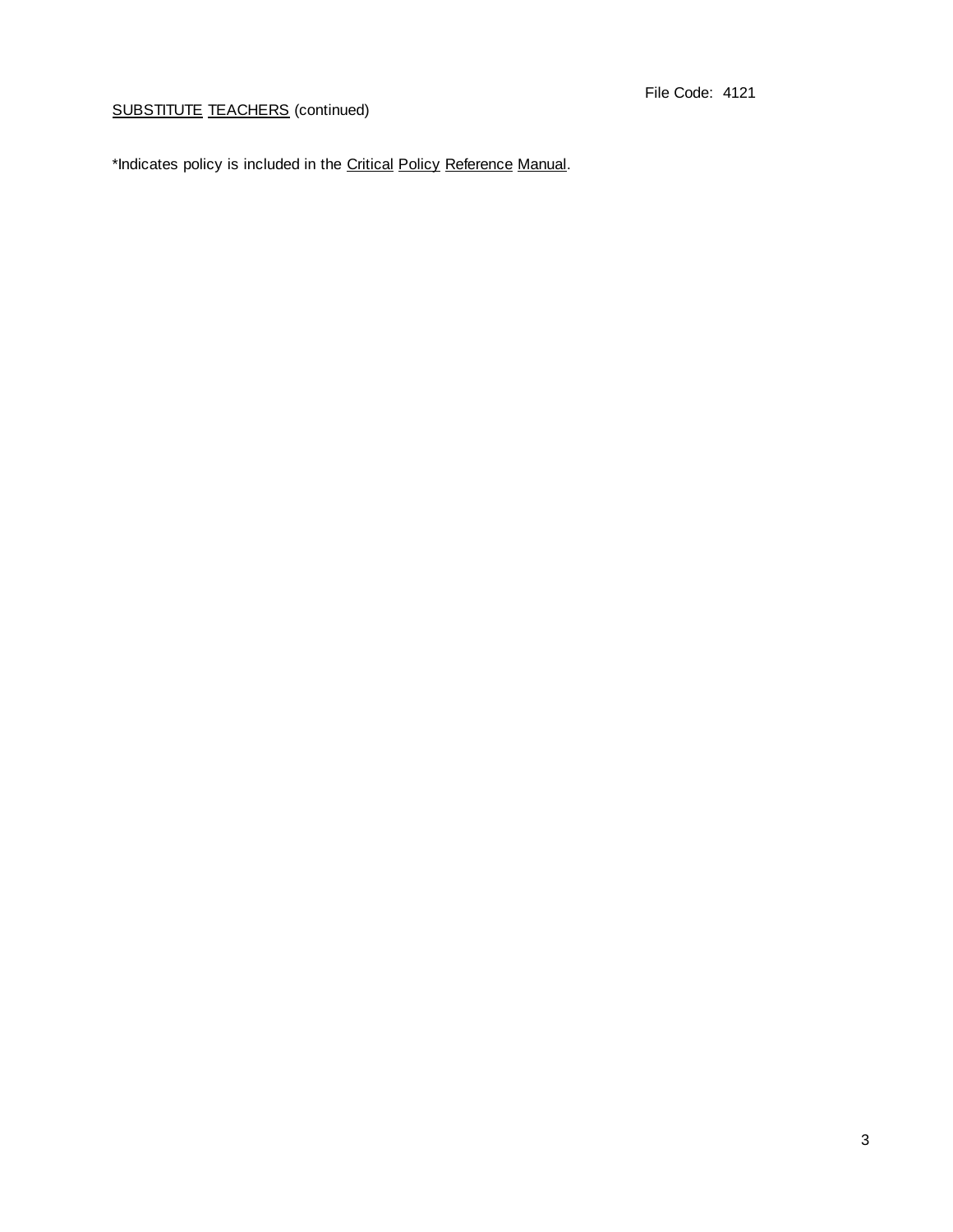File Code: 4121

SUBSTITUTE TEACHERS (continued)

*Indicates policy is included in the Critical Policy Reference Manual.